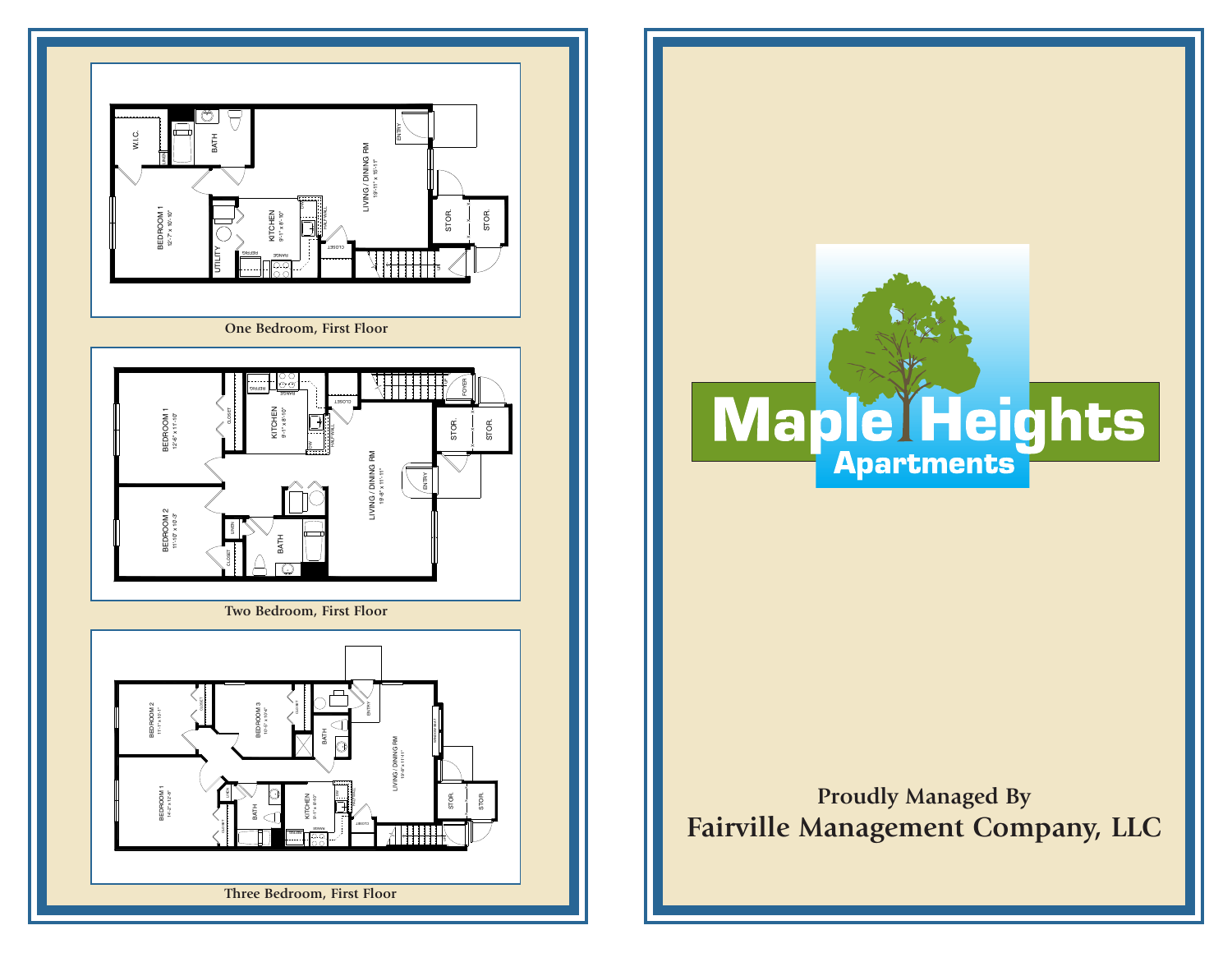One Bedroom, First Floor

Two Bedroom, First Floor

Three Bedroom, First Floor

# Maple Heights Apartments

Proudly Managed By

**Fairville Management Company, LLC**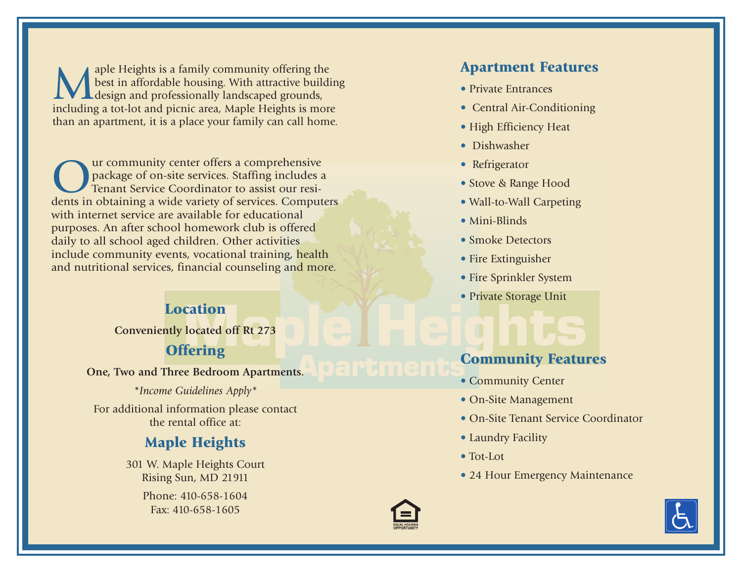Maple Heights is a family community offering the best in affordable housing. With attractive building design and professionally landscaped grounds, including a tot-lot and picnic area, Maple Heights is more than an apartment, it is a place your family can call home.

Our community center offers a comprehensive package of on-site services. Staffing includes a Tenant Service Coordinator to assist our residents in obtaining a wide variety of services. Computers with internet service are available for educational purposes. An after school homework club is offered daily to all school aged children. Other activities include community events, vocational training, health and nutritional services, financial counseling and more.

## Location

**Conveniently located off Rt 273**

## Offering

**One, Two and Three Bedroom Apartments.**

*\*Income Guidelines Apply\**

For additional information please contact the rental office at:

## Maple Heights

301 W. Maple Heights Court
Rising Sun, MD 21911

Phone: 410-658-1604
Fax: 410-658-1605

## Apartment Features

- Private Entrances
- Central Air-Conditioning
- High Efficiency Heat
- Dishwasher
- Refrigerator
- Stove & Range Hood
- Wall-to-Wall Carpeting
- Mini-Blinds
- Smoke Detectors
- Fire Extinguisher
- Fire Sprinkler System
- Private Storage Unit

## Community Features

- Community Center
- On-Site Management
- On-Site Tenant Service Coordinator
- Laundry Facility
- Tot-Lot
- 24 Hour Emergency Maintenance

EQUAL HOUSING OPPORTUNITY